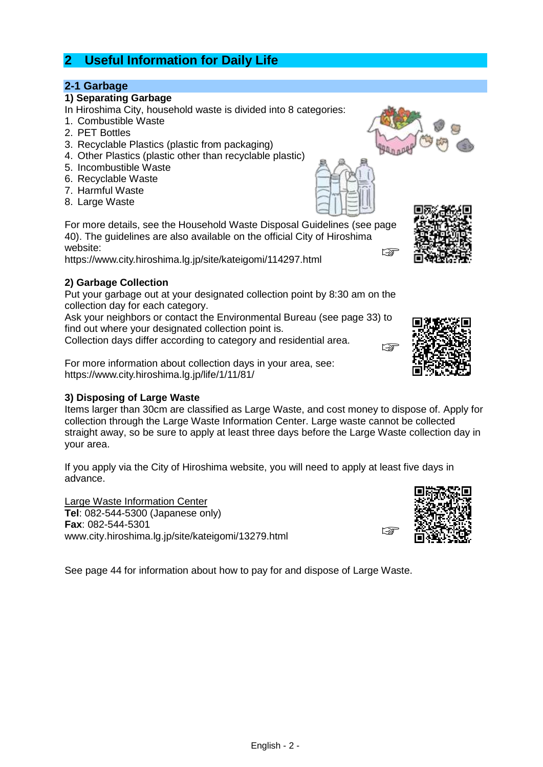# 2 Useful Information for Daily Life

## 2-1 Garbage

### 1) Separating Garbage

In Hiroshima City, household waste is divided into 8 categories:

1. Combustible Waste
2. PET Bottles
3. Recyclable Plastics (plastic from packaging)
4. Other Plastics (plastic other than recyclable plastic)
5. Incombustible Waste
6. Recyclable Waste
7. Harmful Waste
8. Large Waste

For more details, see the Household Waste Disposal Guidelines (see page 40). The guidelines are also available on the official City of Hiroshima website:
https://www.city.hiroshima.lg.jp/site/kateigomi/114297.html

### 2) Garbage Collection

Put your garbage out at your designated collection point by 8:30 am on the collection day for each category.
Ask your neighbors or contact the Environmental Bureau (see page 33) to find out where your designated collection point is.
Collection days differ according to category and residential area.

For more information about collection days in your area, see:
https://www.city.hiroshima.lg.jp/life/1/11/81/

### 3) Disposing of Large Waste

Items larger than 30cm are classified as Large Waste, and cost money to dispose of. Apply for collection through the Large Waste Information Center. Large waste cannot be collected straight away, so be sure to apply at least three days before the Large Waste collection day in your area.

If you apply via the City of Hiroshima website, you will need to apply at least five days in advance.

Large Waste Information Center
**Tel**: 082-544-5300 (Japanese only)
**Fax**: 082-544-5301
www.city.hiroshima.lg.jp/site/kateigomi/13279.html

See page 44 for information about how to pay for and dispose of Large Waste.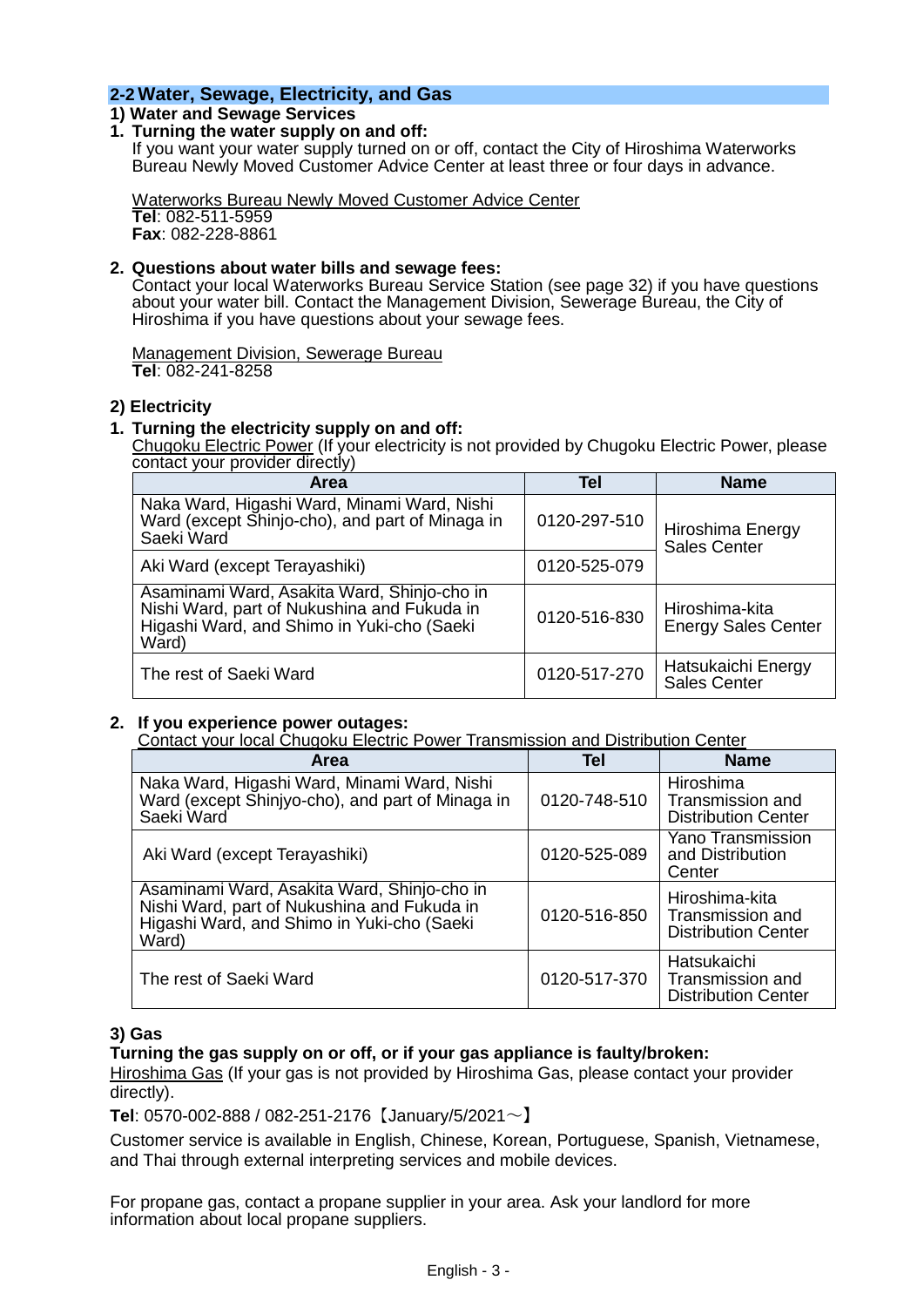## 2-2 Water, Sewage, Electricity, and Gas

### 1) Water and Sewage Services

**1. Turning the water supply on and off:**

If you want your water supply turned on or off, contact the City of Hiroshima Waterworks Bureau Newly Moved Customer Advice Center at least three or four days in advance.

Waterworks Bureau Newly Moved Customer Advice Center
**Tel**: 082-511-5959
**Fax**: 082-228-8861

**2. Questions about water bills and sewage fees:**

Contact your local Waterworks Bureau Service Station (see page 32) if you have questions about your water bill. Contact the Management Division, Sewerage Bureau, the City of Hiroshima if you have questions about your sewage fees.

Management Division, Sewerage Bureau
**Tel**: 082-241-8258

### 2) Electricity

**1. Turning the electricity supply on and off:**

Chugoku Electric Power (If your electricity is not provided by Chugoku Electric Power, please contact your provider directly)

| Area | Tel | Name |
|---|---|---|
| Naka Ward, Higashi Ward, Minami Ward, Nishi Ward (except Shinjo-cho), and part of Minaga in Saeki Ward | 0120-297-510 | Hiroshima Energy Sales Center |
| Aki Ward (except Terayashiki) | 0120-525-079 | |
| Asaminami Ward, Asakita Ward, Shinjo-cho in Nishi Ward, part of Nukushina and Fukuda in Higashi Ward, and Shimo in Yuki-cho (Saeki Ward) | 0120-516-830 | Hiroshima-kita Energy Sales Center |
| The rest of Saeki Ward | 0120-517-270 | Hatsukaichi Energy Sales Center |

**2. If you experience power outages:**

Contact your local Chugoku Electric Power Transmission and Distribution Center

| Area | Tel | Name |
|---|---|---|
| Naka Ward, Higashi Ward, Minami Ward, Nishi Ward (except Shinjyo-cho), and part of Minaga in Saeki Ward | 0120-748-510 | Hiroshima Transmission and Distribution Center |
| Aki Ward (except Terayashiki) | 0120-525-089 | Yano Transmission and Distribution Center |
| Asaminami Ward, Asakita Ward, Shinjo-cho in Nishi Ward, part of Nukushina and Fukuda in Higashi Ward, and Shimo in Yuki-cho (Saeki Ward) | 0120-516-850 | Hiroshima-kita Transmission and Distribution Center |
| The rest of Saeki Ward | 0120-517-370 | Hatsukaichi Transmission and Distribution Center |

### 3) Gas

**Turning the gas supply on or off, or if your gas appliance is faulty/broken:**

Hiroshima Gas (If your gas is not provided by Hiroshima Gas, please contact your provider directly).

**Tel**: 0570-002-888 / 082-251-2176【January/5/2021～】

Customer service is available in English, Chinese, Korean, Portuguese, Spanish, Vietnamese, and Thai through external interpreting services and mobile devices.

For propane gas, contact a propane supplier in your area. Ask your landlord for more information about local propane suppliers.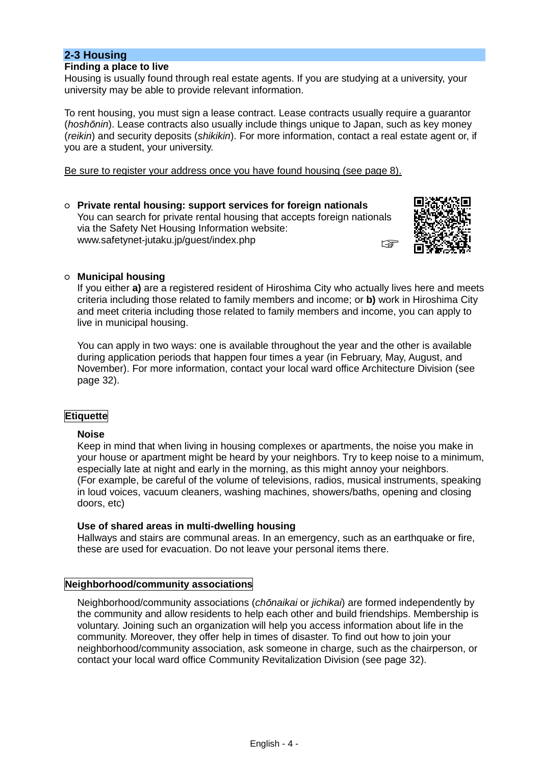## 2-3 Housing

### Finding a place to live

Housing is usually found through real estate agents. If you are studying at a university, your university may be able to provide relevant information.

To rent housing, you must sign a lease contract. Lease contracts usually require a guarantor (*hoshōnin*). Lease contracts also usually include things unique to Japan, such as key money (*reikin*) and security deposits (*shikikin*). For more information, contact a real estate agent or, if you are a student, your university.

<u>Be sure to register your address once you have found housing (see page 8).</u>

- **Private rental housing: support services for foreign nationals**
  You can search for private rental housing that accepts foreign nationals via the Safety Net Housing Information website:
  www.safetynet-jutaku.jp/guest/index.php ☞

- **Municipal housing**
  If you either **a)** are a registered resident of Hiroshima City who actually lives here and meets criteria including those related to family members and income; or **b)** work in Hiroshima City and meet criteria including those related to family members and income, you can apply to live in municipal housing.

  You can apply in two ways: one is available throughout the year and the other is available during application periods that happen four times a year (in February, May, August, and November). For more information, contact your local ward office Architecture Division (see page 32).

### Etiquette

**Noise**

Keep in mind that when living in housing complexes or apartments, the noise you make in your house or apartment might be heard by your neighbors. Try to keep noise to a minimum, especially late at night and early in the morning, as this might annoy your neighbors.
(For example, be careful of the volume of televisions, radios, musical instruments, speaking in loud voices, vacuum cleaners, washing machines, showers/baths, opening and closing doors, etc)

**Use of shared areas in multi-dwelling housing**

Hallways and stairs are communal areas. In an emergency, such as an earthquake or fire, these are used for evacuation. Do not leave your personal items there.

### Neighborhood/community associations

Neighborhood/community associations (*chōnaikai* or *jichikai*) are formed independently by the community and allow residents to help each other and build friendships. Membership is voluntary. Joining such an organization will help you access information about life in the community. Moreover, they offer help in times of disaster. To find out how to join your neighborhood/community association, ask someone in charge, such as the chairperson, or contact your local ward office Community Revitalization Division (see page 32).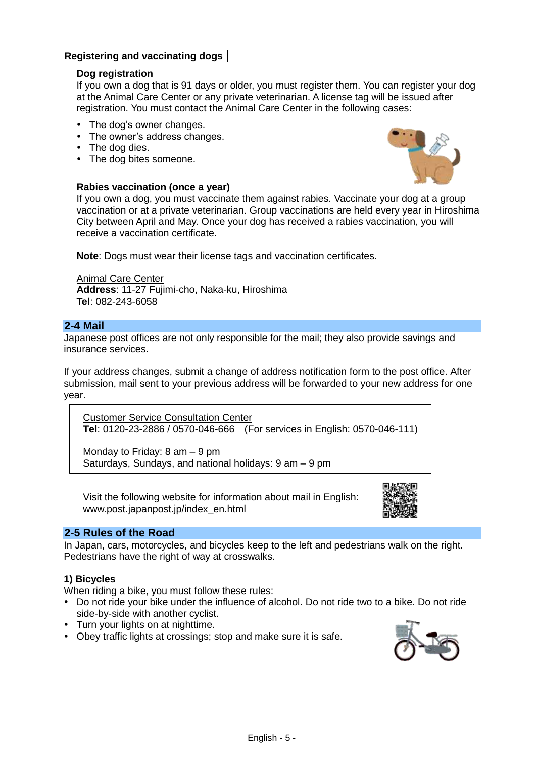### Registering and vaccinating dogs

**Dog registration**

If you own a dog that is 91 days or older, you must register them. You can register your dog at the Animal Care Center or any private veterinarian. A license tag will be issued after registration. You must contact the Animal Care Center in the following cases:

- The dog's owner changes.
- The owner's address changes.
- The dog dies.
- The dog bites someone.

**Rabies vaccination (once a year)**

If you own a dog, you must vaccinate them against rabies. Vaccinate your dog at a group vaccination or at a private veterinarian. Group vaccinations are held every year in Hiroshima City between April and May. Once your dog has received a rabies vaccination, you will receive a vaccination certificate.

**Note**: Dogs must wear their license tags and vaccination certificates.

Animal Care Center
**Address**: 11-27 Fujimi-cho, Naka-ku, Hiroshima
**Tel**: 082-243-6058

## 2-4 Mail

Japanese post offices are not only responsible for the mail; they also provide savings and insurance services.

If your address changes, submit a change of address notification form to the post office. After submission, mail sent to your previous address will be forwarded to your new address for one year.

Customer Service Consultation Center
**Tel**: 0120-23-2886 / 0570-046-666 (For services in English: 0570-046-111)

Monday to Friday: 8 am – 9 pm
Saturdays, Sundays, and national holidays: 9 am – 9 pm

Visit the following website for information about mail in English:
www.post.japanpost.jp/index_en.html

## 2-5 Rules of the Road

In Japan, cars, motorcycles, and bicycles keep to the left and pedestrians walk on the right. Pedestrians have the right of way at crosswalks.

### 1) Bicycles

When riding a bike, you must follow these rules:

- Do not ride your bike under the influence of alcohol. Do not ride two to a bike. Do not ride side-by-side with another cyclist.
- Turn your lights on at nighttime.
- Obey traffic lights at crossings; stop and make sure it is safe.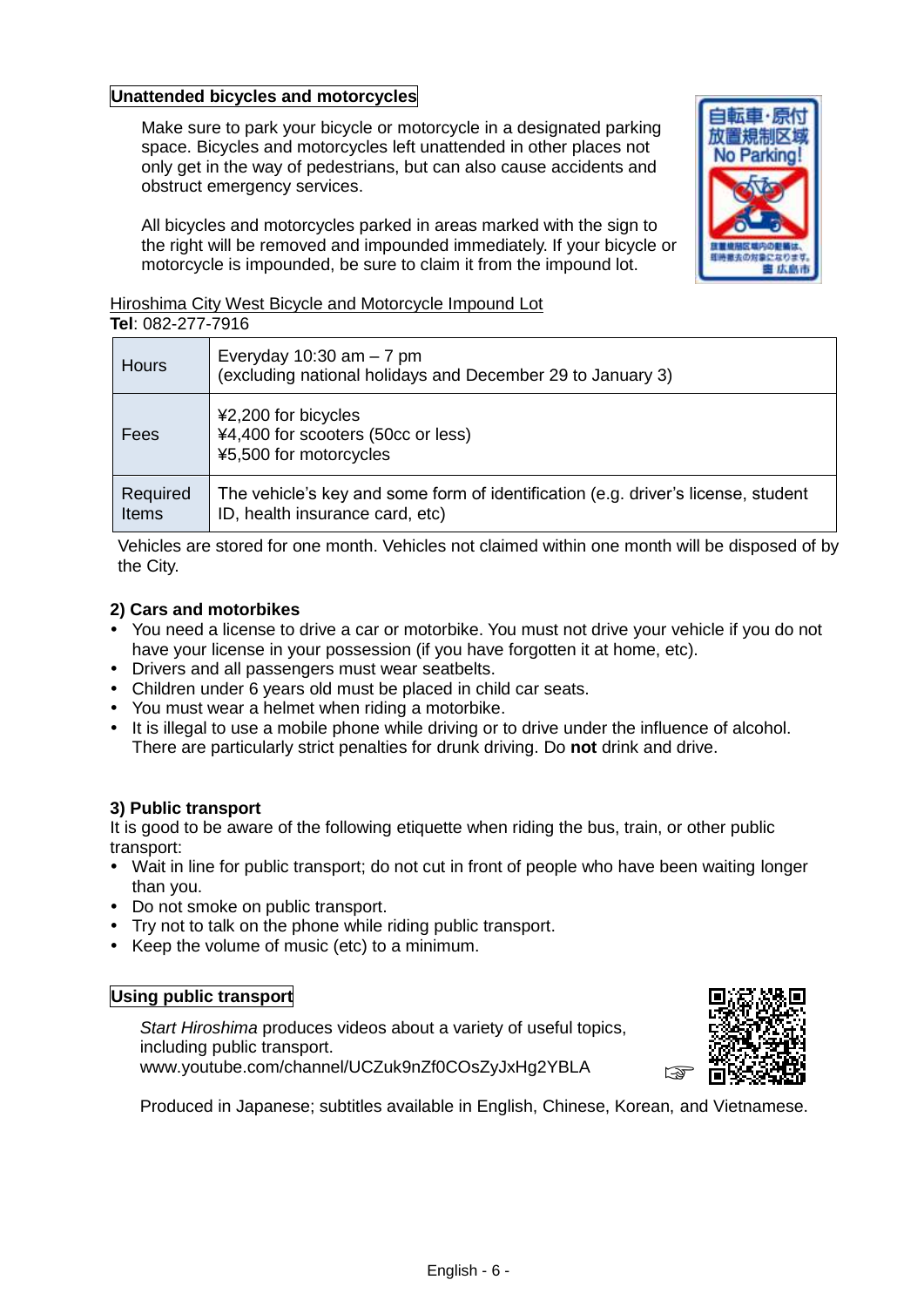**Unattended bicycles and motorcycles**

Make sure to park your bicycle or motorcycle in a designated parking space. Bicycles and motorcycles left unattended in other places not only get in the way of pedestrians, but can also cause accidents and obstruct emergency services.

All bicycles and motorcycles parked in areas marked with the sign to the right will be removed and impounded immediately. If your bicycle or motorcycle is impounded, be sure to claim it from the impound lot.

Hiroshima City West Bicycle and Motorcycle Impound Lot
**Tel**: 082-277-7916

| | |
|---|---|
| Hours | Everyday 10:30 am – 7 pm<br>(excluding national holidays and December 29 to January 3) |
| Fees | ¥2,200 for bicycles<br>¥4,400 for scooters (50cc or less)<br>¥5,500 for motorcycles |
| Required Items | The vehicle's key and some form of identification (e.g. driver's license, student ID, health insurance card, etc) |

Vehicles are stored for one month. Vehicles not claimed within one month will be disposed of by the City.

### 2) Cars and motorbikes

- You need a license to drive a car or motorbike. You must not drive your vehicle if you do not have your license in your possession (if you have forgotten it at home, etc).
- Drivers and all passengers must wear seatbelts.
- Children under 6 years old must be placed in child car seats.
- You must wear a helmet when riding a motorbike.
- It is illegal to use a mobile phone while driving or to drive under the influence of alcohol. There are particularly strict penalties for drunk driving. Do **not** drink and drive.

### 3) Public transport

It is good to be aware of the following etiquette when riding the bus, train, or other public transport:

- Wait in line for public transport; do not cut in front of people who have been waiting longer than you.
- Do not smoke on public transport.
- Try not to talk on the phone while riding public transport.
- Keep the volume of music (etc) to a minimum.

**Using public transport**

*Start Hiroshima* produces videos about a variety of useful topics, including public transport.
www.youtube.com/channel/UCZuk9nZf0COsZyJxHg2YBLA

Produced in Japanese; subtitles available in English, Chinese, Korean, and Vietnamese.